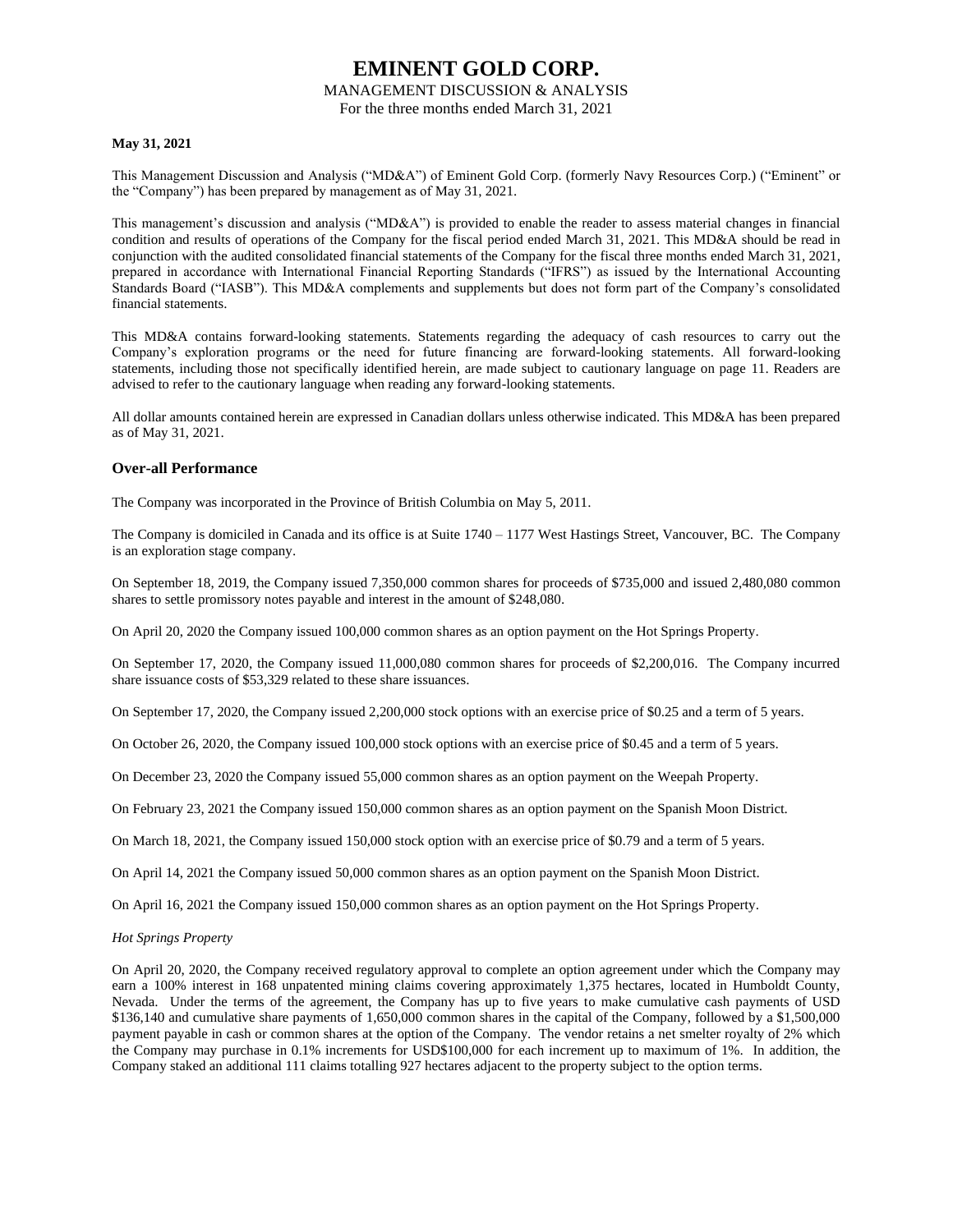# EMINENT GOLD CORP.

MANAGEMENT DISCUSSION & ANALYSIS

For the three months ended March 31, 2021

**May 31, 2021**

This Management Discussion and Analysis ("MD&A") of Eminent Gold Corp. (formerly Navy Resources Corp.) ("Eminent" or the "Company") has been prepared by management as of May 31, 2021.

This management's discussion and analysis ("MD&A") is provided to enable the reader to assess material changes in financial condition and results of operations of the Company for the fiscal period ended March 31, 2021. This MD&A should be read in conjunction with the audited consolidated financial statements of the Company for the fiscal three months ended March 31, 2021, prepared in accordance with International Financial Reporting Standards ("IFRS") as issued by the International Accounting Standards Board ("IASB"). This MD&A complements and supplements but does not form part of the Company's consolidated financial statements.

This MD&A contains forward-looking statements. Statements regarding the adequacy of cash resources to carry out the Company's exploration programs or the need for future financing are forward-looking statements. All forward-looking statements, including those not specifically identified herein, are made subject to cautionary language on page 11. Readers are advised to refer to the cautionary language when reading any forward-looking statements.

All dollar amounts contained herein are expressed in Canadian dollars unless otherwise indicated. This MD&A has been prepared as of May 31, 2021.

## Over-all Performance

The Company was incorporated in the Province of British Columbia on May 5, 2011.

The Company is domiciled in Canada and its office is at Suite 1740 – 1177 West Hastings Street, Vancouver, BC. The Company is an exploration stage company.

On September 18, 2019, the Company issued 7,350,000 common shares for proceeds of $735,000 and issued 2,480,080 common shares to settle promissory notes payable and interest in the amount of $248,080.

On April 20, 2020 the Company issued 100,000 common shares as an option payment on the Hot Springs Property.

On September 17, 2020, the Company issued 11,000,080 common shares for proceeds of $2,200,016. The Company incurred share issuance costs of $53,329 related to these share issuances.

On September 17, 2020, the Company issued 2,200,000 stock options with an exercise price of $0.25 and a term of 5 years.

On October 26, 2020, the Company issued 100,000 stock options with an exercise price of $0.45 and a term of 5 years.

On December 23, 2020 the Company issued 55,000 common shares as an option payment on the Weepah Property.

On February 23, 2021 the Company issued 150,000 common shares as an option payment on the Spanish Moon District.

On March 18, 2021, the Company issued 150,000 stock option with an exercise price of $0.79 and a term of 5 years.

On April 14, 2021 the Company issued 50,000 common shares as an option payment on the Spanish Moon District.

On April 16, 2021 the Company issued 150,000 common shares as an option payment on the Hot Springs Property.

*Hot Springs Property*

On April 20, 2020, the Company received regulatory approval to complete an option agreement under which the Company may earn a 100% interest in 168 unpatented mining claims covering approximately 1,375 hectares, located in Humboldt County, Nevada. Under the terms of the agreement, the Company has up to five years to make cumulative cash payments of USD $136,140 and cumulative share payments of 1,650,000 common shares in the capital of the Company, followed by a $1,500,000 payment payable in cash or common shares at the option of the Company. The vendor retains a net smelter royalty of 2% which the Company may purchase in 0.1% increments for USD$100,000 for each increment up to maximum of 1%. In addition, the Company staked an additional 111 claims totalling 927 hectares adjacent to the property subject to the option terms.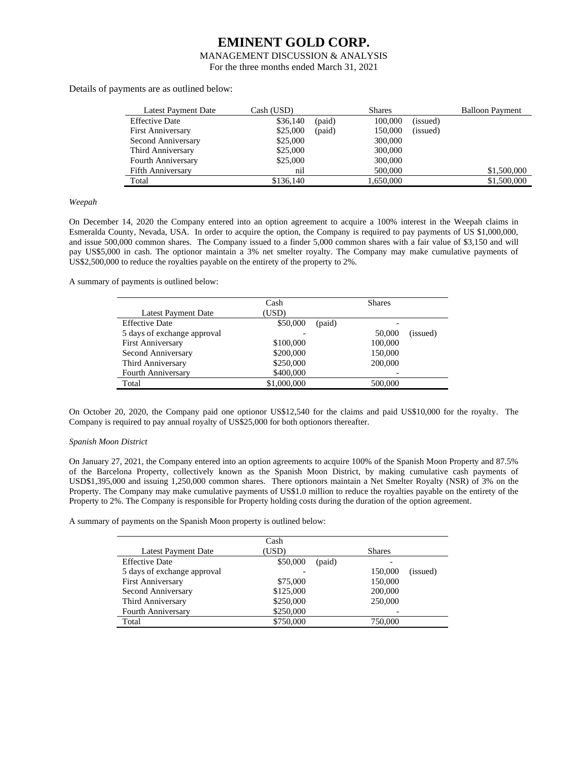Details of payments are as outlined below:

| Latest Payment Date | Cash (USD) | | Shares | | Balloon Payment |
|---|---|---|---|---|---|
| Effective Date | $36,140 | (paid) | 100,000 | (issued) | |
| First Anniversary | $25,000 | (paid) | 150,000 | (issued) | |
| Second Anniversary | $25,000 | | 300,000 | | |
| Third Anniversary | $25,000 | | 300,000 | | |
| Fourth Anniversary | $25,000 | | 300,000 | | |
| Fifth Anniversary | nil | | 500,000 | | $1,500,000 |
| Total | $136,140 | | 1,650,000 | | $1,500,000 |

*Weepah*

On December 14, 2020 the Company entered into an option agreement to acquire a 100% interest in the Weepah claims in Esmeralda County, Nevada, USA. In order to acquire the option, the Company is required to pay payments of US $1,000,000, and issue 500,000 common shares. The Company issued to a finder 5,000 common shares with a fair value of $3,150 and will pay US$5,000 in cash. The optionor maintain a 3% net smelter royalty. The Company may make cumulative payments of US$2,500,000 to reduce the royalties payable on the entirety of the property to 2%.

A summary of payments is outlined below:

| Latest Payment Date | Cash (USD) | | Shares | |
|---|---|---|---|---|
| Effective Date | $50,000 | (paid) | - | |
| 5 days of exchange approval | - | | 50,000 | (issued) |
| First Anniversary | $100,000 | | 100,000 | |
| Second Anniversary | $200,000 | | 150,000 | |
| Third Anniversary | $250,000 | | 200,000 | |
| Fourth Anniversary | $400,000 | | - | |
| Total | $1,000,000 | | 500,000 | |

On October 20, 2020, the Company paid one optionor US$12,540 for the claims and paid US$10,000 for the royalty. The Company is required to pay annual royalty of US$25,000 for both optionors thereafter.

*Spanish Moon District*

On January 27, 2021, the Company entered into an option agreements to acquire 100% of the Spanish Moon Property and 87.5% of the Barcelona Property, collectively known as the Spanish Moon District, by making cumulative cash payments of USD$1,395,000 and issuing 1,250,000 common shares. There optionors maintain a Net Smelter Royalty (NSR) of 3% on the Property. The Company may make cumulative payments of US$1.0 million to reduce the royalties payable on the entirety of the Property to 2%. The Company is responsible for Property holding costs during the duration of the option agreement.

A summary of payments on the Spanish Moon property is outlined below:

| Latest Payment Date | Cash (USD) | | Shares | |
|---|---|---|---|---|
| Effective Date | $50,000 | (paid) | - | |
| 5 days of exchange approval | - | | 150,000 | (issued) |
| First Anniversary | $75,000 | | 150,000 | |
| Second Anniversary | $125,000 | | 200,000 | |
| Third Anniversary | $250,000 | | 250,000 | |
| Fourth Anniversary | $250,000 | | - | |
| Total | $750,000 | | 750,000 | |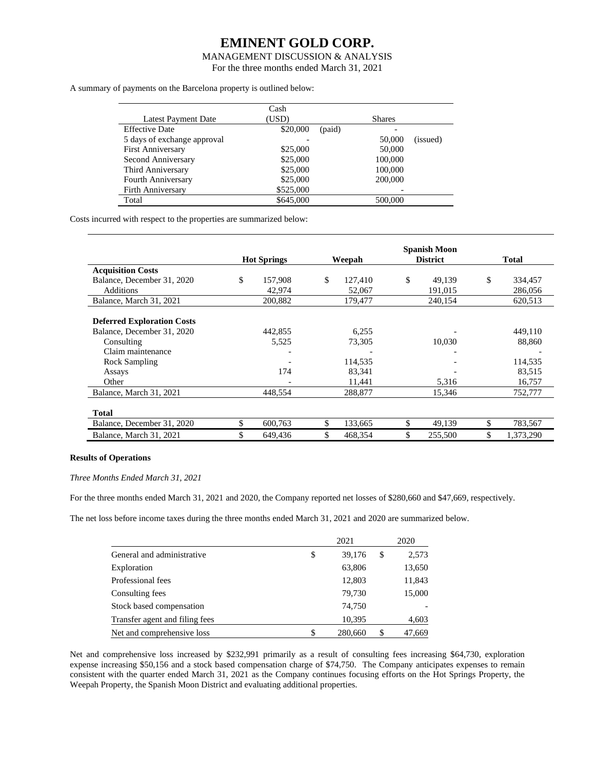A summary of payments on the Barcelona property is outlined below:

| Latest Payment Date | Cash (USD) | | Shares | |
|---|---|---|---|---|
| Effective Date | $20,000 | (paid) | - | |
| 5 days of exchange approval | - | | 50,000 | (issued) |
| First Anniversary | $25,000 | | 50,000 | |
| Second Anniversary | $25,000 | | 100,000 | |
| Third Anniversary | $25,000 | | 100,000 | |
| Fourth Anniversary | $25,000 | | 200,000 | |
| Firth Anniversary | $525,000 | | - | |
| Total | $645,000 | | 500,000 | |

Costs incurred with respect to the properties are summarized below:

| | Hot Springs | Weepah | Spanish Moon District | Total |
|---|---|---|---|---|
| **Acquisition Costs** | | | | |
| Balance, December 31, 2020 | $ 157,908 | $ 127,410 | $ 49,139 | $ 334,457 |
| Additions | 42,974 | 52,067 | 191,015 | 286,056 |
| Balance, March 31, 2021 | 200,882 | 179,477 | 240,154 | 620,513 |
| **Deferred Exploration Costs** | | | | |
| Balance, December 31, 2020 | 442,855 | 6,255 | - | 449,110 |
| Consulting | 5,525 | 73,305 | 10,030 | 88,860 |
| Claim maintenance | - | - | - | - |
| Rock Sampling | - | 114,535 | - | 114,535 |
| Assays | 174 | 83,341 | - | 83,515 |
| Other | - | 11,441 | 5,316 | 16,757 |
| Balance, March 31, 2021 | 448,554 | 288,877 | 15,346 | 752,777 |
| **Total** | | | | |
| Balance, December 31, 2020 | $ 600,763 | $ 133,665 | $ 49,139 | $ 783,567 |
| Balance, March 31, 2021 | $ 649,436 | $ 468,354 | $ 255,500 | $ 1,373,290 |

**Results of Operations**

*Three Months Ended March 31, 2021*

For the three months ended March 31, 2021 and 2020, the Company reported net losses of $280,660 and $47,669, respectively.

The net loss before income taxes during the three months ended March 31, 2021 and 2020 are summarized below.

| | 2021 | 2020 |
|---|---|---|
| General and administrative | $ 39,176 | $ 2,573 |
| Exploration | 63,806 | 13,650 |
| Professional fees | 12,803 | 11,843 |
| Consulting fees | 79,730 | 15,000 |
| Stock based compensation | 74,750 | - |
| Transfer agent and filing fees | 10,395 | 4,603 |
| Net and comprehensive loss | $ 280,660 | $ 47,669 |

Net and comprehensive loss increased by $232,991 primarily as a result of consulting fees increasing $64,730, exploration expense increasing $50,156 and a stock based compensation charge of $74,750. The Company anticipates expenses to remain consistent with the quarter ended March 31, 2021 as the Company continues focusing efforts on the Hot Springs Property, the Weepah Property, the Spanish Moon District and evaluating additional properties.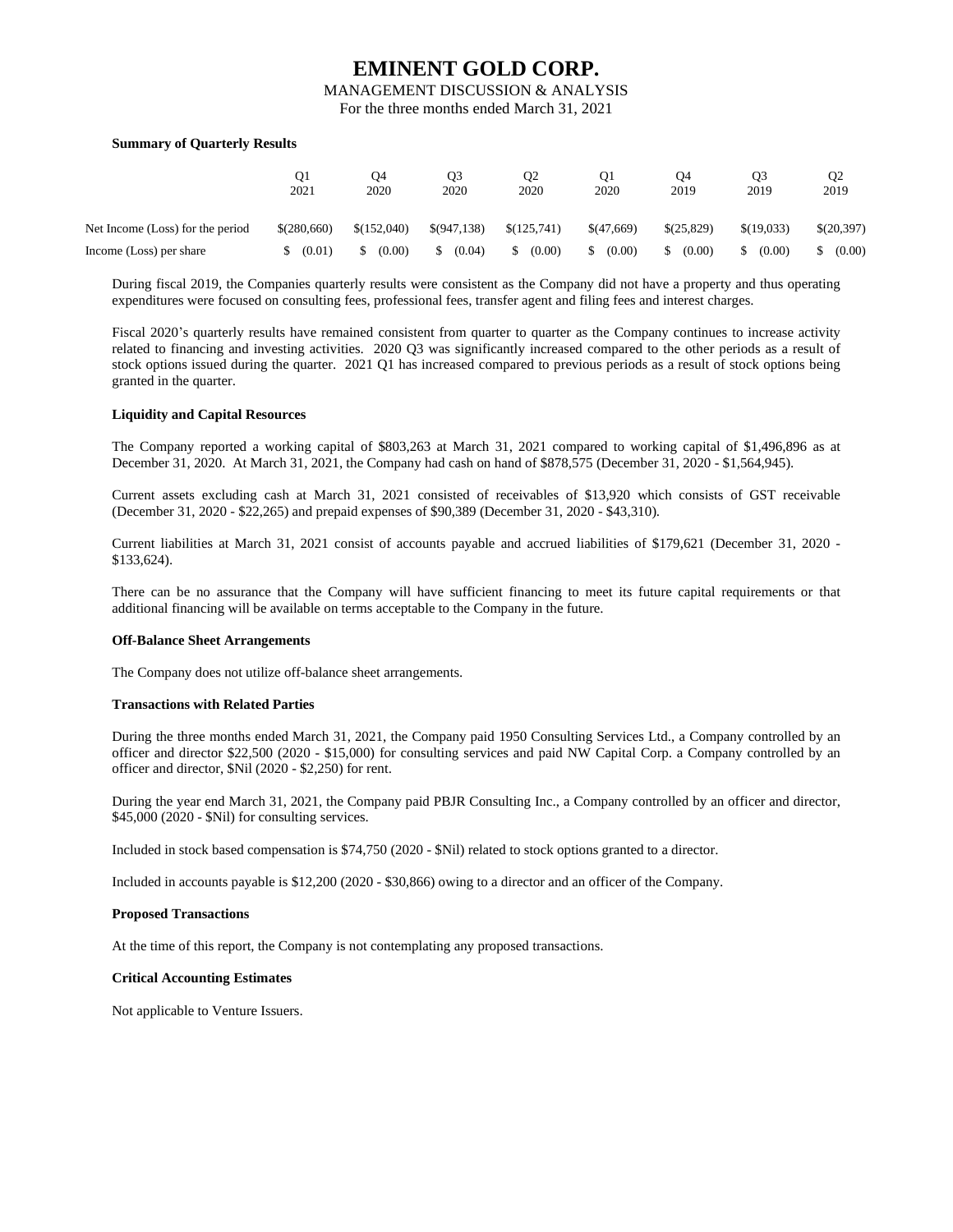# EMINENT GOLD CORP.

MANAGEMENT DISCUSSION & ANALYSIS

For the three months ended March 31, 2021

### Summary of Quarterly Results

| | Q1 2021 | Q4 2020 | Q3 2020 | Q2 2020 | Q1 2020 | Q4 2019 | Q3 2019 | Q2 2019 |
|---|---|---|---|---|---|---|---|---|
| Net Income (Loss) for the period | $(280,660) | $(152,040) | $(947,138) | $(125,741) | $(47,669) | $(25,829) | $(19,033) | $(20,397) |
| Income (Loss) per share | $ (0.01) | $ (0.00) | $ (0.04) | $ (0.00) | $ (0.00) | $ (0.00) | $ (0.00) | $ (0.00) |

During fiscal 2019, the Companies quarterly results were consistent as the Company did not have a property and thus operating expenditures were focused on consulting fees, professional fees, transfer agent and filing fees and interest charges.

Fiscal 2020's quarterly results have remained consistent from quarter to quarter as the Company continues to increase activity related to financing and investing activities. 2020 Q3 was significantly increased compared to the other periods as a result of stock options issued during the quarter. 2021 Q1 has increased compared to previous periods as a result of stock options being granted in the quarter.

### Liquidity and Capital Resources

The Company reported a working capital of $803,263 at March 31, 2021 compared to working capital of $1,496,896 as at December 31, 2020. At March 31, 2021, the Company had cash on hand of $878,575 (December 31, 2020 - $1,564,945).

Current assets excluding cash at March 31, 2021 consisted of receivables of $13,920 which consists of GST receivable (December 31, 2020 - $22,265) and prepaid expenses of $90,389 (December 31, 2020 - $43,310).

Current liabilities at March 31, 2021 consist of accounts payable and accrued liabilities of $179,621 (December 31, 2020 - $133,624).

There can be no assurance that the Company will have sufficient financing to meet its future capital requirements or that additional financing will be available on terms acceptable to the Company in the future.

### Off-Balance Sheet Arrangements

The Company does not utilize off-balance sheet arrangements.

### Transactions with Related Parties

During the three months ended March 31, 2021, the Company paid 1950 Consulting Services Ltd., a Company controlled by an officer and director $22,500 (2020 - $15,000) for consulting services and paid NW Capital Corp. a Company controlled by an officer and director, $Nil (2020 - $2,250) for rent.

During the year end March 31, 2021, the Company paid PBJR Consulting Inc., a Company controlled by an officer and director, $45,000 (2020 - $Nil) for consulting services.

Included in stock based compensation is $74,750 (2020 - $Nil) related to stock options granted to a director.

Included in accounts payable is $12,200 (2020 - $30,866) owing to a director and an officer of the Company.

### Proposed Transactions

At the time of this report, the Company is not contemplating any proposed transactions.

### Critical Accounting Estimates

Not applicable to Venture Issuers.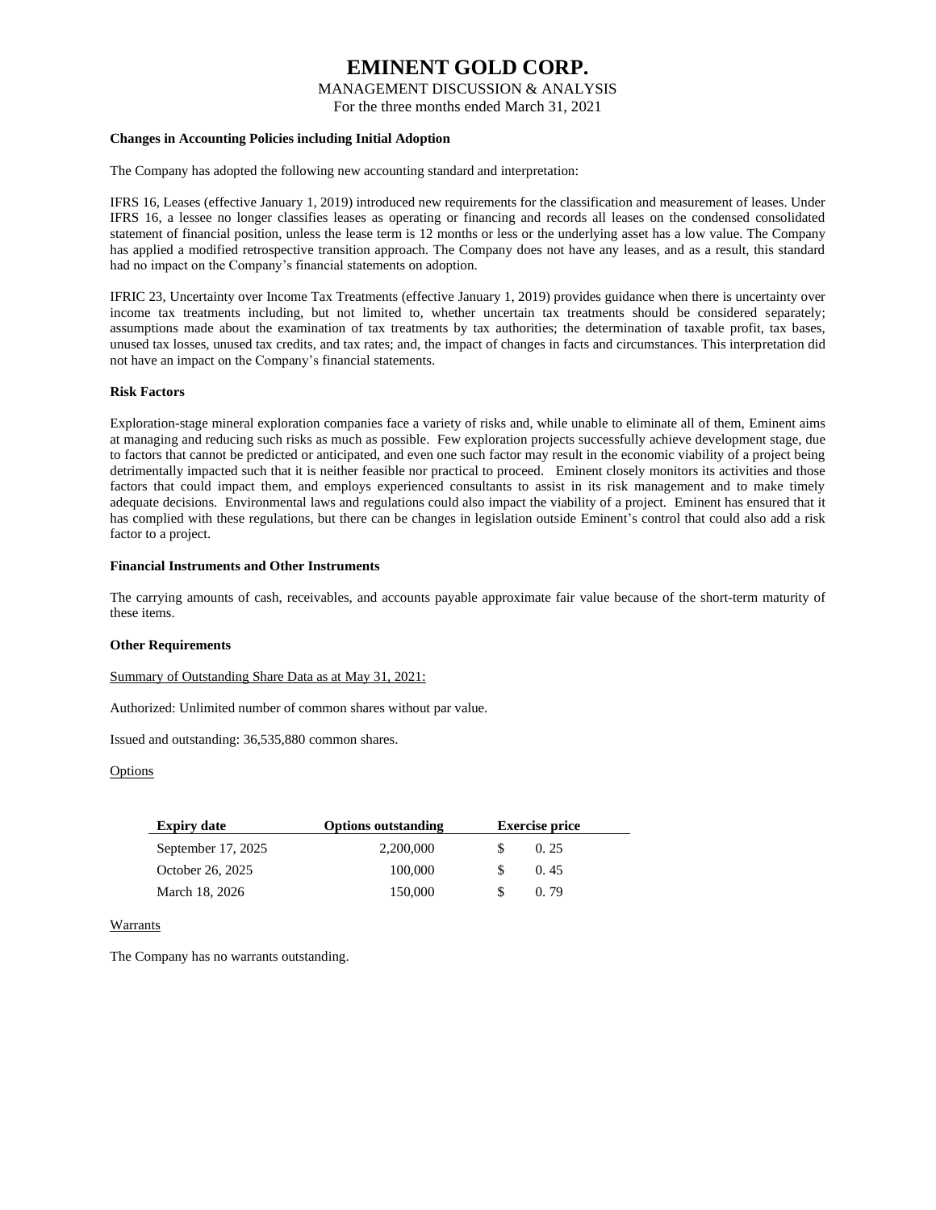**Changes in Accounting Policies including Initial Adoption**

The Company has adopted the following new accounting standard and interpretation:

IFRS 16, Leases (effective January 1, 2019) introduced new requirements for the classification and measurement of leases. Under IFRS 16, a lessee no longer classifies leases as operating or financing and records all leases on the condensed consolidated statement of financial position, unless the lease term is 12 months or less or the underlying asset has a low value. The Company has applied a modified retrospective transition approach. The Company does not have any leases, and as a result, this standard had no impact on the Company's financial statements on adoption.

IFRIC 23, Uncertainty over Income Tax Treatments (effective January 1, 2019) provides guidance when there is uncertainty over income tax treatments including, but not limited to, whether uncertain tax treatments should be considered separately; assumptions made about the examination of tax treatments by tax authorities; the determination of taxable profit, tax bases, unused tax losses, unused tax credits, and tax rates; and, the impact of changes in facts and circumstances. This interpretation did not have an impact on the Company's financial statements.

**Risk Factors**

Exploration-stage mineral exploration companies face a variety of risks and, while unable to eliminate all of them, Eminent aims at managing and reducing such risks as much as possible. Few exploration projects successfully achieve development stage, due to factors that cannot be predicted or anticipated, and even one such factor may result in the economic viability of a project being detrimentally impacted such that it is neither feasible nor practical to proceed. Eminent closely monitors its activities and those factors that could impact them, and employs experienced consultants to assist in its risk management and to make timely adequate decisions. Environmental laws and regulations could also impact the viability of a project. Eminent has ensured that it has complied with these regulations, but there can be changes in legislation outside Eminent's control that could also add a risk factor to a project.

**Financial Instruments and Other Instruments**

The carrying amounts of cash, receivables, and accounts payable approximate fair value because of the short-term maturity of these items.

**Other Requirements**

Summary of Outstanding Share Data as at May 31, 2021:

Authorized: Unlimited number of common shares without par value.

Issued and outstanding: 36,535,880 common shares.

Options

| Expiry date | Options outstanding | Exercise price |
|---|---|---|
| September 17, 2025 | 2,200,000 | $ 0.25 |
| October 26, 2025 | 100,000 | $ 0.45 |
| March 18, 2026 | 150,000 | $ 0.79 |

Warrants

The Company has no warrants outstanding.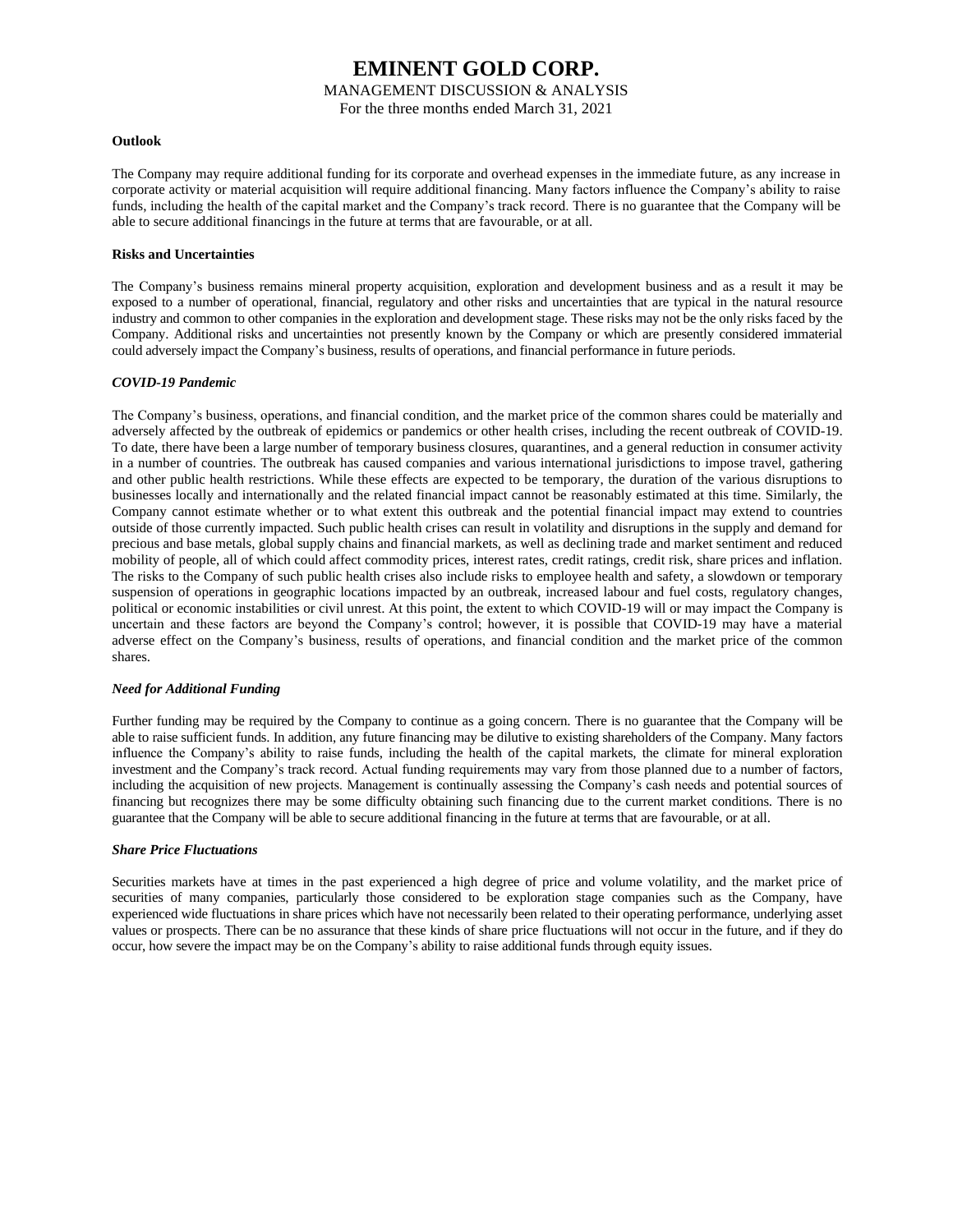**Outlook**

The Company may require additional funding for its corporate and overhead expenses in the immediate future, as any increase in corporate activity or material acquisition will require additional financing. Many factors influence the Company's ability to raise funds, including the health of the capital market and the Company's track record. There is no guarantee that the Company will be able to secure additional financings in the future at terms that are favourable, or at all.

**Risks and Uncertainties**

The Company's business remains mineral property acquisition, exploration and development business and as a result it may be exposed to a number of operational, financial, regulatory and other risks and uncertainties that are typical in the natural resource industry and common to other companies in the exploration and development stage. These risks may not be the only risks faced by the Company. Additional risks and uncertainties not presently known by the Company or which are presently considered immaterial could adversely impact the Company's business, results of operations, and financial performance in future periods.

***COVID-19 Pandemic***

The Company's business, operations, and financial condition, and the market price of the common shares could be materially and adversely affected by the outbreak of epidemics or pandemics or other health crises, including the recent outbreak of COVID-19. To date, there have been a large number of temporary business closures, quarantines, and a general reduction in consumer activity in a number of countries. The outbreak has caused companies and various international jurisdictions to impose travel, gathering and other public health restrictions. While these effects are expected to be temporary, the duration of the various disruptions to businesses locally and internationally and the related financial impact cannot be reasonably estimated at this time. Similarly, the Company cannot estimate whether or to what extent this outbreak and the potential financial impact may extend to countries outside of those currently impacted. Such public health crises can result in volatility and disruptions in the supply and demand for precious and base metals, global supply chains and financial markets, as well as declining trade and market sentiment and reduced mobility of people, all of which could affect commodity prices, interest rates, credit ratings, credit risk, share prices and inflation. The risks to the Company of such public health crises also include risks to employee health and safety, a slowdown or temporary suspension of operations in geographic locations impacted by an outbreak, increased labour and fuel costs, regulatory changes, political or economic instabilities or civil unrest. At this point, the extent to which COVID-19 will or may impact the Company is uncertain and these factors are beyond the Company's control; however, it is possible that COVID-19 may have a material adverse effect on the Company's business, results of operations, and financial condition and the market price of the common shares.

***Need for Additional Funding***

Further funding may be required by the Company to continue as a going concern. There is no guarantee that the Company will be able to raise sufficient funds. In addition, any future financing may be dilutive to existing shareholders of the Company. Many factors influence the Company's ability to raise funds, including the health of the capital markets, the climate for mineral exploration investment and the Company's track record. Actual funding requirements may vary from those planned due to a number of factors, including the acquisition of new projects. Management is continually assessing the Company's cash needs and potential sources of financing but recognizes there may be some difficulty obtaining such financing due to the current market conditions. There is no guarantee that the Company will be able to secure additional financing in the future at terms that are favourable, or at all.

***Share Price Fluctuations***

Securities markets have at times in the past experienced a high degree of price and volume volatility, and the market price of securities of many companies, particularly those considered to be exploration stage companies such as the Company, have experienced wide fluctuations in share prices which have not necessarily been related to their operating performance, underlying asset values or prospects. There can be no assurance that these kinds of share price fluctuations will not occur in the future, and if they do occur, how severe the impact may be on the Company's ability to raise additional funds through equity issues.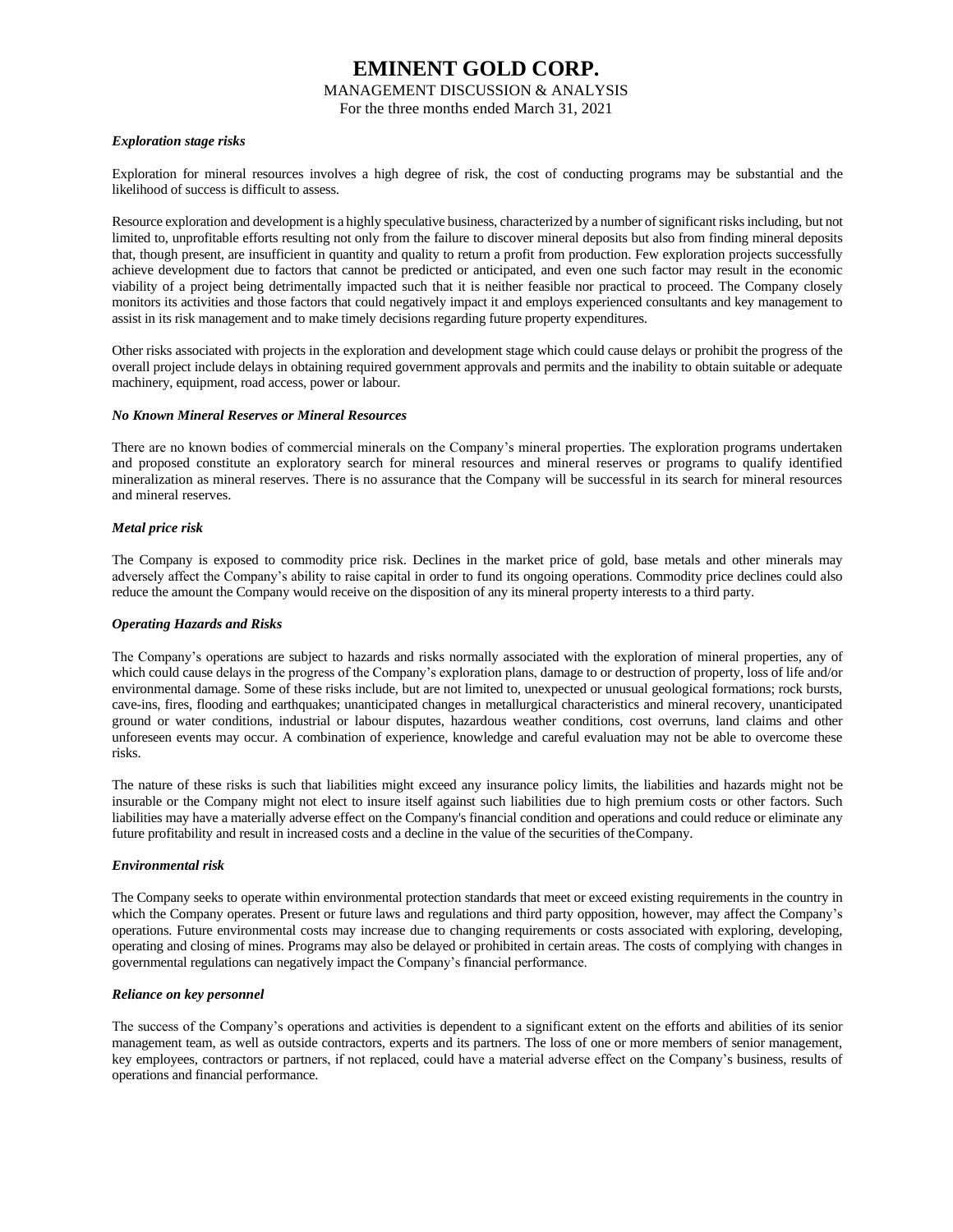***Exploration stage risks***

Exploration for mineral resources involves a high degree of risk, the cost of conducting programs may be substantial and the likelihood of success is difficult to assess.

Resource exploration and development is a highly speculative business, characterized by a number of significant risks including, but not limited to, unprofitable efforts resulting not only from the failure to discover mineral deposits but also from finding mineral deposits that, though present, are insufficient in quantity and quality to return a profit from production. Few exploration projects successfully achieve development due to factors that cannot be predicted or anticipated, and even one such factor may result in the economic viability of a project being detrimentally impacted such that it is neither feasible nor practical to proceed. The Company closely monitors its activities and those factors that could negatively impact it and employs experienced consultants and key management to assist in its risk management and to make timely decisions regarding future property expenditures.

Other risks associated with projects in the exploration and development stage which could cause delays or prohibit the progress of the overall project include delays in obtaining required government approvals and permits and the inability to obtain suitable or adequate machinery, equipment, road access, power or labour.

***No Known Mineral Reserves or Mineral Resources***

There are no known bodies of commercial minerals on the Company's mineral properties. The exploration programs undertaken and proposed constitute an exploratory search for mineral resources and mineral reserves or programs to qualify identified mineralization as mineral reserves. There is no assurance that the Company will be successful in its search for mineral resources and mineral reserves.

***Metal price risk***

The Company is exposed to commodity price risk. Declines in the market price of gold, base metals and other minerals may adversely affect the Company's ability to raise capital in order to fund its ongoing operations. Commodity price declines could also reduce the amount the Company would receive on the disposition of any its mineral property interests to a third party.

***Operating Hazards and Risks***

The Company's operations are subject to hazards and risks normally associated with the exploration of mineral properties, any of which could cause delays in the progress of the Company's exploration plans, damage to or destruction of property, loss of life and/or environmental damage. Some of these risks include, but are not limited to, unexpected or unusual geological formations; rock bursts, cave-ins, fires, flooding and earthquakes; unanticipated changes in metallurgical characteristics and mineral recovery, unanticipated ground or water conditions, industrial or labour disputes, hazardous weather conditions, cost overruns, land claims and other unforeseen events may occur. A combination of experience, knowledge and careful evaluation may not be able to overcome these risks.

The nature of these risks is such that liabilities might exceed any insurance policy limits, the liabilities and hazards might not be insurable or the Company might not elect to insure itself against such liabilities due to high premium costs or other factors. Such liabilities may have a materially adverse effect on the Company's financial condition and operations and could reduce or eliminate any future profitability and result in increased costs and a decline in the value of the securities of the Company.

***Environmental risk***

The Company seeks to operate within environmental protection standards that meet or exceed existing requirements in the country in which the Company operates. Present or future laws and regulations and third party opposition, however, may affect the Company's operations. Future environmental costs may increase due to changing requirements or costs associated with exploring, developing, operating and closing of mines. Programs may also be delayed or prohibited in certain areas. The costs of complying with changes in governmental regulations can negatively impact the Company's financial performance.

***Reliance on key personnel***

The success of the Company's operations and activities is dependent to a significant extent on the efforts and abilities of its senior management team, as well as outside contractors, experts and its partners. The loss of one or more members of senior management, key employees, contractors or partners, if not replaced, could have a material adverse effect on the Company's business, results of operations and financial performance.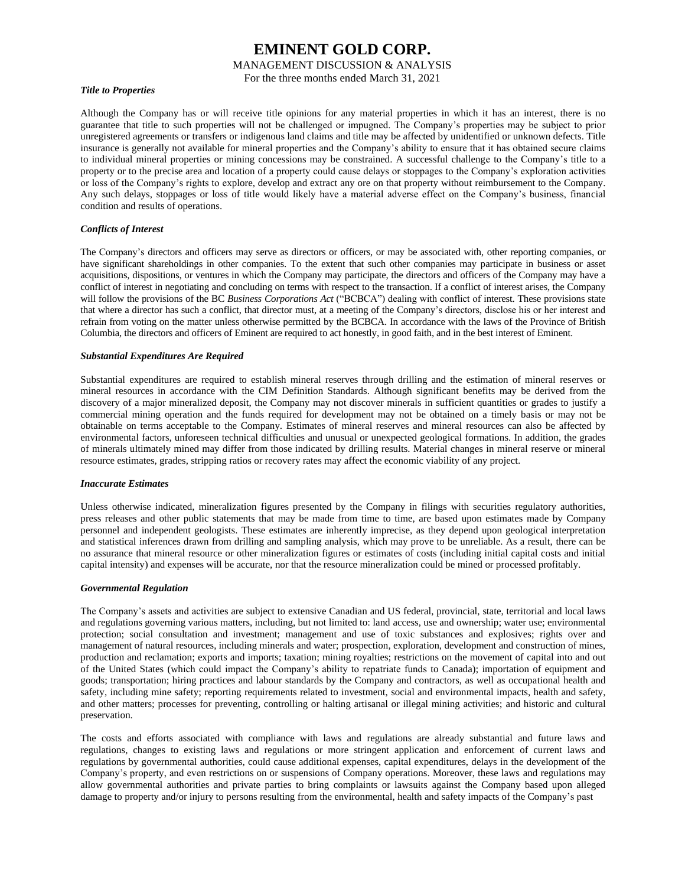***Title to Properties***

Although the Company has or will receive title opinions for any material properties in which it has an interest, there is no guarantee that title to such properties will not be challenged or impugned. The Company's properties may be subject to prior unregistered agreements or transfers or indigenous land claims and title may be affected by unidentified or unknown defects. Title insurance is generally not available for mineral properties and the Company's ability to ensure that it has obtained secure claims to individual mineral properties or mining concessions may be constrained. A successful challenge to the Company's title to a property or to the precise area and location of a property could cause delays or stoppages to the Company's exploration activities or loss of the Company's rights to explore, develop and extract any ore on that property without reimbursement to the Company. Any such delays, stoppages or loss of title would likely have a material adverse effect on the Company's business, financial condition and results of operations.

***Conflicts of Interest***

The Company's directors and officers may serve as directors or officers, or may be associated with, other reporting companies, or have significant shareholdings in other companies. To the extent that such other companies may participate in business or asset acquisitions, dispositions, or ventures in which the Company may participate, the directors and officers of the Company may have a conflict of interest in negotiating and concluding on terms with respect to the transaction. If a conflict of interest arises, the Company will follow the provisions of the BC *Business Corporations Act* ("BCBCA") dealing with conflict of interest. These provisions state that where a director has such a conflict, that director must, at a meeting of the Company's directors, disclose his or her interest and refrain from voting on the matter unless otherwise permitted by the BCBCA. In accordance with the laws of the Province of British Columbia, the directors and officers of Eminent are required to act honestly, in good faith, and in the best interest of Eminent.

***Substantial Expenditures Are Required***

Substantial expenditures are required to establish mineral reserves through drilling and the estimation of mineral reserves or mineral resources in accordance with the CIM Definition Standards. Although significant benefits may be derived from the discovery of a major mineralized deposit, the Company may not discover minerals in sufficient quantities or grades to justify a commercial mining operation and the funds required for development may not be obtained on a timely basis or may not be obtainable on terms acceptable to the Company. Estimates of mineral reserves and mineral resources can also be affected by environmental factors, unforeseen technical difficulties and unusual or unexpected geological formations. In addition, the grades of minerals ultimately mined may differ from those indicated by drilling results. Material changes in mineral reserve or mineral resource estimates, grades, stripping ratios or recovery rates may affect the economic viability of any project.

***Inaccurate Estimates***

Unless otherwise indicated, mineralization figures presented by the Company in filings with securities regulatory authorities, press releases and other public statements that may be made from time to time, are based upon estimates made by Company personnel and independent geologists. These estimates are inherently imprecise, as they depend upon geological interpretation and statistical inferences drawn from drilling and sampling analysis, which may prove to be unreliable. As a result, there can be no assurance that mineral resource or other mineralization figures or estimates of costs (including initial capital costs and initial capital intensity) and expenses will be accurate, nor that the resource mineralization could be mined or processed profitably.

***Governmental Regulation***

The Company's assets and activities are subject to extensive Canadian and US federal, provincial, state, territorial and local laws and regulations governing various matters, including, but not limited to: land access, use and ownership; water use; environmental protection; social consultation and investment; management and use of toxic substances and explosives; rights over and management of natural resources, including minerals and water; prospection, exploration, development and construction of mines, production and reclamation; exports and imports; taxation; mining royalties; restrictions on the movement of capital into and out of the United States (which could impact the Company's ability to repatriate funds to Canada); importation of equipment and goods; transportation; hiring practices and labour standards by the Company and contractors, as well as occupational health and safety, including mine safety; reporting requirements related to investment, social and environmental impacts, health and safety, and other matters; processes for preventing, controlling or halting artisanal or illegal mining activities; and historic and cultural preservation.

The costs and efforts associated with compliance with laws and regulations are already substantial and future laws and regulations, changes to existing laws and regulations or more stringent application and enforcement of current laws and regulations by governmental authorities, could cause additional expenses, capital expenditures, delays in the development of the Company's property, and even restrictions on or suspensions of Company operations. Moreover, these laws and regulations may allow governmental authorities and private parties to bring complaints or lawsuits against the Company based upon alleged damage to property and/or injury to persons resulting from the environmental, health and safety impacts of the Company's past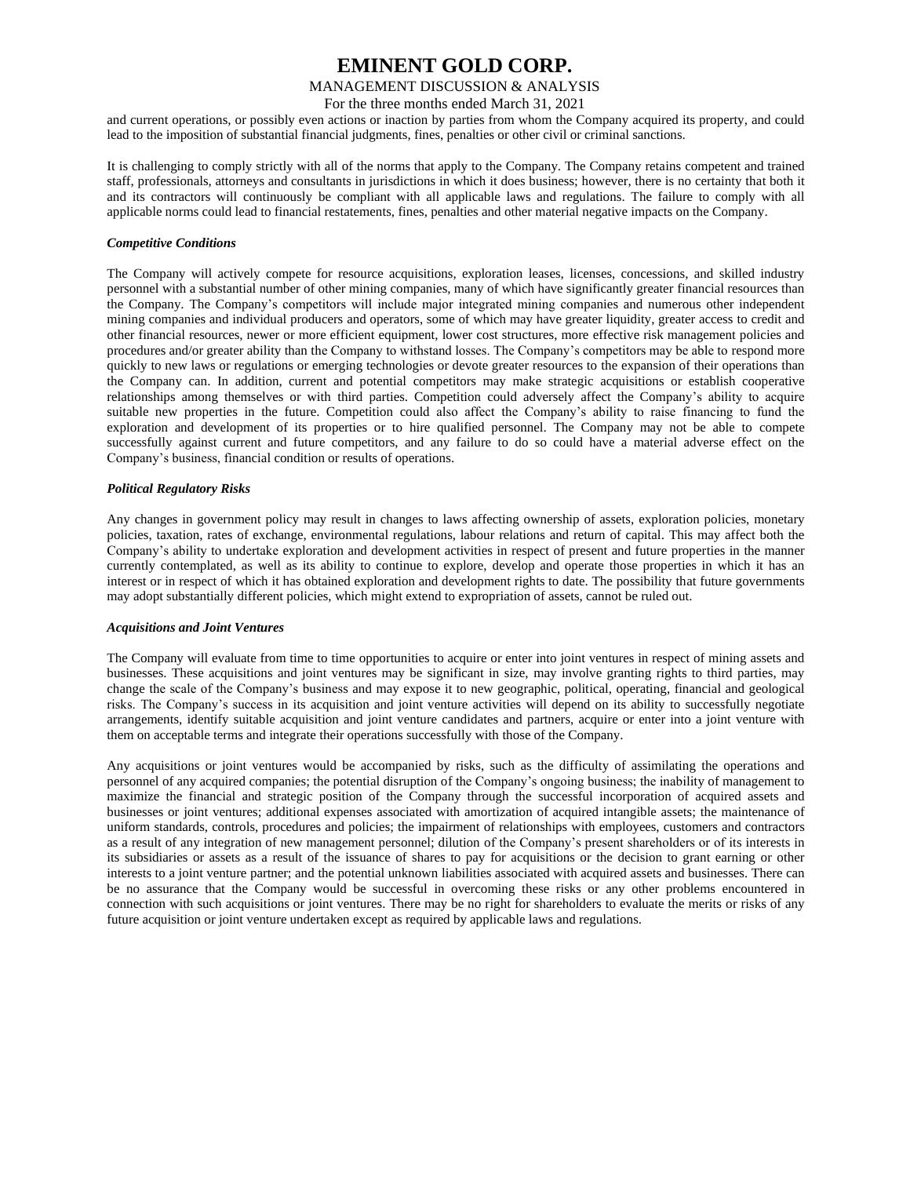and current operations, or possibly even actions or inaction by parties from whom the Company acquired its property, and could lead to the imposition of substantial financial judgments, fines, penalties or other civil or criminal sanctions.

It is challenging to comply strictly with all of the norms that apply to the Company. The Company retains competent and trained staff, professionals, attorneys and consultants in jurisdictions in which it does business; however, there is no certainty that both it and its contractors will continuously be compliant with all applicable laws and regulations. The failure to comply with all applicable norms could lead to financial restatements, fines, penalties and other material negative impacts on the Company.

***Competitive Conditions***

The Company will actively compete for resource acquisitions, exploration leases, licenses, concessions, and skilled industry personnel with a substantial number of other mining companies, many of which have significantly greater financial resources than the Company. The Company's competitors will include major integrated mining companies and numerous other independent mining companies and individual producers and operators, some of which may have greater liquidity, greater access to credit and other financial resources, newer or more efficient equipment, lower cost structures, more effective risk management policies and procedures and/or greater ability than the Company to withstand losses. The Company's competitors may be able to respond more quickly to new laws or regulations or emerging technologies or devote greater resources to the expansion of their operations than the Company can. In addition, current and potential competitors may make strategic acquisitions or establish cooperative relationships among themselves or with third parties. Competition could adversely affect the Company's ability to acquire suitable new properties in the future. Competition could also affect the Company's ability to raise financing to fund the exploration and development of its properties or to hire qualified personnel. The Company may not be able to compete successfully against current and future competitors, and any failure to do so could have a material adverse effect on the Company's business, financial condition or results of operations.

***Political Regulatory Risks***

Any changes in government policy may result in changes to laws affecting ownership of assets, exploration policies, monetary policies, taxation, rates of exchange, environmental regulations, labour relations and return of capital. This may affect both the Company's ability to undertake exploration and development activities in respect of present and future properties in the manner currently contemplated, as well as its ability to continue to explore, develop and operate those properties in which it has an interest or in respect of which it has obtained exploration and development rights to date. The possibility that future governments may adopt substantially different policies, which might extend to expropriation of assets, cannot be ruled out.

***Acquisitions and Joint Ventures***

The Company will evaluate from time to time opportunities to acquire or enter into joint ventures in respect of mining assets and businesses. These acquisitions and joint ventures may be significant in size, may involve granting rights to third parties, may change the scale of the Company's business and may expose it to new geographic, political, operating, financial and geological risks. The Company's success in its acquisition and joint venture activities will depend on its ability to successfully negotiate arrangements, identify suitable acquisition and joint venture candidates and partners, acquire or enter into a joint venture with them on acceptable terms and integrate their operations successfully with those of the Company.

Any acquisitions or joint ventures would be accompanied by risks, such as the difficulty of assimilating the operations and personnel of any acquired companies; the potential disruption of the Company's ongoing business; the inability of management to maximize the financial and strategic position of the Company through the successful incorporation of acquired assets and businesses or joint ventures; additional expenses associated with amortization of acquired intangible assets; the maintenance of uniform standards, controls, procedures and policies; the impairment of relationships with employees, customers and contractors as a result of any integration of new management personnel; dilution of the Company's present shareholders or of its interests in its subsidiaries or assets as a result of the issuance of shares to pay for acquisitions or the decision to grant earning or other interests to a joint venture partner; and the potential unknown liabilities associated with acquired assets and businesses. There can be no assurance that the Company would be successful in overcoming these risks or any other problems encountered in connection with such acquisitions or joint ventures. There may be no right for shareholders to evaluate the merits or risks of any future acquisition or joint venture undertaken except as required by applicable laws and regulations.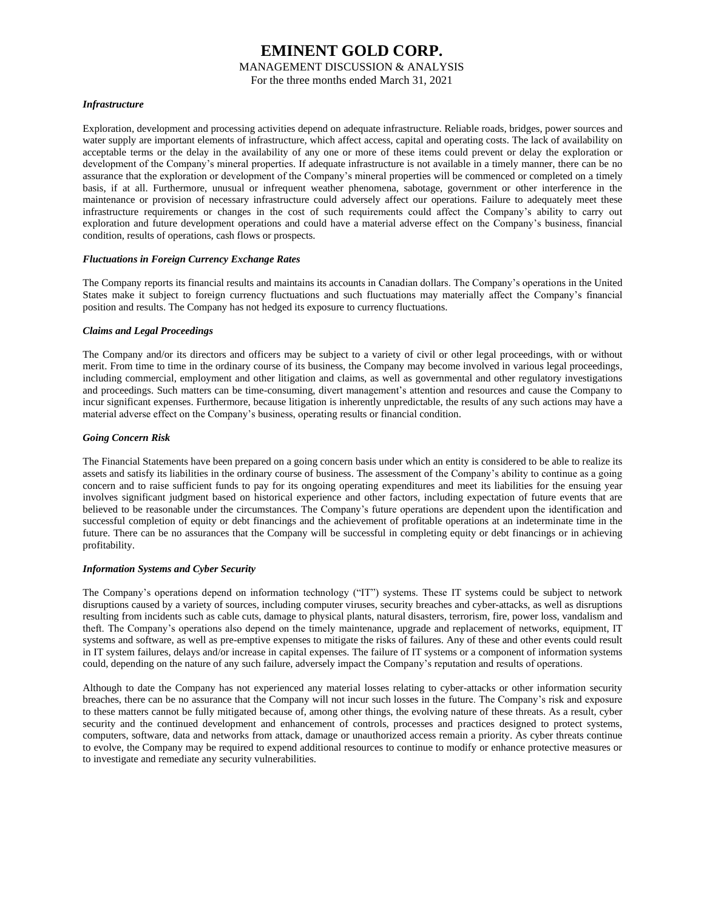***Infrastructure***

Exploration, development and processing activities depend on adequate infrastructure. Reliable roads, bridges, power sources and water supply are important elements of infrastructure, which affect access, capital and operating costs. The lack of availability on acceptable terms or the delay in the availability of any one or more of these items could prevent or delay the exploration or development of the Company's mineral properties. If adequate infrastructure is not available in a timely manner, there can be no assurance that the exploration or development of the Company's mineral properties will be commenced or completed on a timely basis, if at all. Furthermore, unusual or infrequent weather phenomena, sabotage, government or other interference in the maintenance or provision of necessary infrastructure could adversely affect our operations. Failure to adequately meet these infrastructure requirements or changes in the cost of such requirements could affect the Company's ability to carry out exploration and future development operations and could have a material adverse effect on the Company's business, financial condition, results of operations, cash flows or prospects.

***Fluctuations in Foreign Currency Exchange Rates***

The Company reports its financial results and maintains its accounts in Canadian dollars. The Company's operations in the United States make it subject to foreign currency fluctuations and such fluctuations may materially affect the Company's financial position and results. The Company has not hedged its exposure to currency fluctuations.

***Claims and Legal Proceedings***

The Company and/or its directors and officers may be subject to a variety of civil or other legal proceedings, with or without merit. From time to time in the ordinary course of its business, the Company may become involved in various legal proceedings, including commercial, employment and other litigation and claims, as well as governmental and other regulatory investigations and proceedings. Such matters can be time-consuming, divert management's attention and resources and cause the Company to incur significant expenses. Furthermore, because litigation is inherently unpredictable, the results of any such actions may have a material adverse effect on the Company's business, operating results or financial condition.

***Going Concern Risk***

The Financial Statements have been prepared on a going concern basis under which an entity is considered to be able to realize its assets and satisfy its liabilities in the ordinary course of business. The assessment of the Company's ability to continue as a going concern and to raise sufficient funds to pay for its ongoing operating expenditures and meet its liabilities for the ensuing year involves significant judgment based on historical experience and other factors, including expectation of future events that are believed to be reasonable under the circumstances. The Company's future operations are dependent upon the identification and successful completion of equity or debt financings and the achievement of profitable operations at an indeterminate time in the future. There can be no assurances that the Company will be successful in completing equity or debt financings or in achieving profitability.

***Information Systems and Cyber Security***

The Company's operations depend on information technology ("IT") systems. These IT systems could be subject to network disruptions caused by a variety of sources, including computer viruses, security breaches and cyber-attacks, as well as disruptions resulting from incidents such as cable cuts, damage to physical plants, natural disasters, terrorism, fire, power loss, vandalism and theft. The Company's operations also depend on the timely maintenance, upgrade and replacement of networks, equipment, IT systems and software, as well as pre-emptive expenses to mitigate the risks of failures. Any of these and other events could result in IT system failures, delays and/or increase in capital expenses. The failure of IT systems or a component of information systems could, depending on the nature of any such failure, adversely impact the Company's reputation and results of operations.

Although to date the Company has not experienced any material losses relating to cyber-attacks or other information security breaches, there can be no assurance that the Company will not incur such losses in the future. The Company's risk and exposure to these matters cannot be fully mitigated because of, among other things, the evolving nature of these threats. As a result, cyber security and the continued development and enhancement of controls, processes and practices designed to protect systems, computers, software, data and networks from attack, damage or unauthorized access remain a priority. As cyber threats continue to evolve, the Company may be required to expend additional resources to continue to modify or enhance protective measures or to investigate and remediate any security vulnerabilities.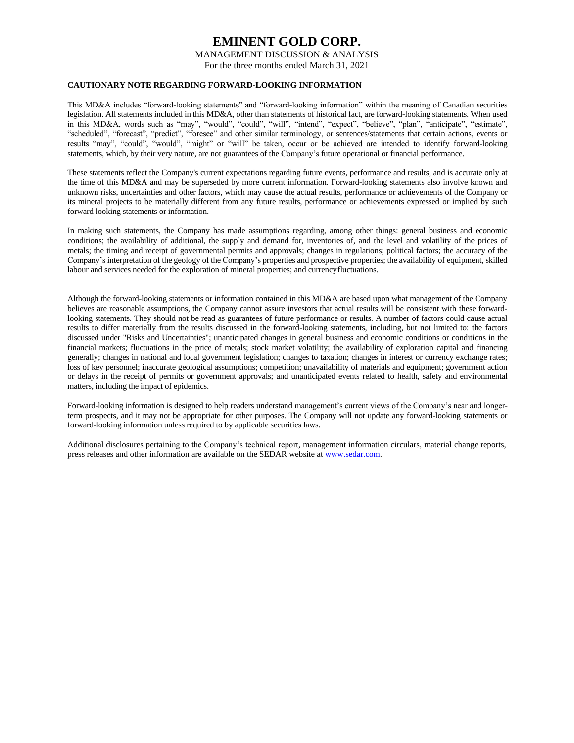## CAUTIONARY NOTE REGARDING FORWARD-LOOKING INFORMATION

This MD&A includes "forward-looking statements" and "forward-looking information" within the meaning of Canadian securities legislation. All statements included in this MD&A, other than statements of historical fact, are forward-looking statements. When used in this MD&A, words such as "may", "would", "could", "will", "intend", "expect", "believe", "plan", "anticipate", "estimate", "scheduled", "forecast", "predict", "foresee" and other similar terminology, or sentences/statements that certain actions, events or results "may", "could", "would", "might" or "will" be taken, occur or be achieved are intended to identify forward-looking statements, which, by their very nature, are not guarantees of the Company's future operational or financial performance.

These statements reflect the Company's current expectations regarding future events, performance and results, and is accurate only at the time of this MD&A and may be superseded by more current information. Forward-looking statements also involve known and unknown risks, uncertainties and other factors, which may cause the actual results, performance or achievements of the Company or its mineral projects to be materially different from any future results, performance or achievements expressed or implied by such forward looking statements or information.

In making such statements, the Company has made assumptions regarding, among other things: general business and economic conditions; the availability of additional, the supply and demand for, inventories of, and the level and volatility of the prices of metals; the timing and receipt of governmental permits and approvals; changes in regulations; political factors; the accuracy of the Company's interpretation of the geology of the Company's properties and prospective properties; the availability of equipment, skilled labour and services needed for the exploration of mineral properties; and currency fluctuations.

Although the forward-looking statements or information contained in this MD&A are based upon what management of the Company believes are reasonable assumptions, the Company cannot assure investors that actual results will be consistent with these forward-looking statements. They should not be read as guarantees of future performance or results. A number of factors could cause actual results to differ materially from the results discussed in the forward-looking statements, including, but not limited to: the factors discussed under "Risks and Uncertainties"; unanticipated changes in general business and economic conditions or conditions in the financial markets; fluctuations in the price of metals; stock market volatility; the availability of exploration capital and financing generally; changes in national and local government legislation; changes to taxation; changes in interest or currency exchange rates; loss of key personnel; inaccurate geological assumptions; competition; unavailability of materials and equipment; government action or delays in the receipt of permits or government approvals; and unanticipated events related to health, safety and environmental matters, including the impact of epidemics.

Forward-looking information is designed to help readers understand management's current views of the Company's near and longer-term prospects, and it may not be appropriate for other purposes. The Company will not update any forward-looking statements or forward-looking information unless required to by applicable securities laws.

Additional disclosures pertaining to the Company's technical report, management information circulars, material change reports, press releases and other information are available on the SEDAR website at [www.sedar.com](http://www.sedar.com).